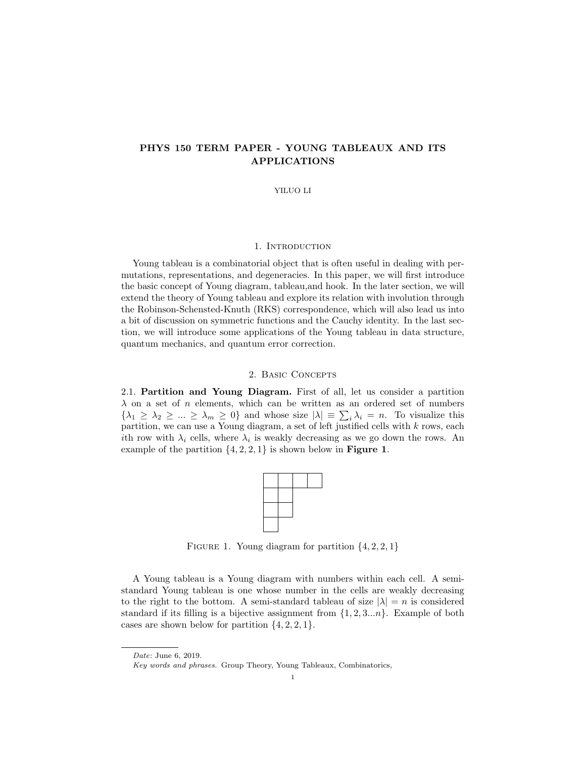# PHYS 150 TERM PAPER - YOUNG TABLEAUX AND ITS APPLICATIONS

YILUO LI

## 1. Introduction

Young tableau is a combinatorial object that is often useful in dealing with permutations, representations, and degeneracies. In this paper, we will first introduce the basic concept of Young diagram, tableau,and hook. In the later section, we will extend the theory of Young tableau and explore its relation with involution through the Robinson-Schensted-Knuth (RKS) correspondence, which will also lead us into a bit of discussion on symmetric functions and the Cauchy identity. In the last section, we will introduce some applications of the Young tableau in data structure, quantum mechanics, and quantum error correction.

## 2. Basic Concepts

2.1. **Partition and Young Diagram.** First of all, let us consider a partition $\lambda$ on a set of $n$ elements, which can be written as an ordered set of numbers $\{\lambda_1 \geq \lambda_2 \geq ... \geq \lambda_m \geq 0\}$ and whose size $|\lambda| \equiv \sum_i \lambda_i = n$. To visualize this partition, we can use a Young diagram, a set of left justified cells with $k$ rows, each $i$th row with $\lambda_i$ cells, where $\lambda_i$ is weakly decreasing as we go down the rows. An example of the partition $\{4, 2, 2, 1\}$ is shown below in **Figure 1**.

|   |   |   |   |
|---|---|---|---|
|   |   |
|   |   |
|   |

Figure 1. Young diagram for partition $\{4, 2, 2, 1\}$

A Young tableau is a Young diagram with numbers within each cell. A semi-standard Young tableau is one whose number in the cells are weakly decreasing to the right to the bottom. A semi-standard tableau of size $|\lambda| = n$ is considered standard if its filling is a bijective assignment from $\{1, 2, 3...n\}$. Example of both cases are shown below for partition $\{4, 2, 2, 1\}$.

*Date*: June 6, 2019.

*Key words and phrases.* Group Theory, Young Tableaux, Combinatorics,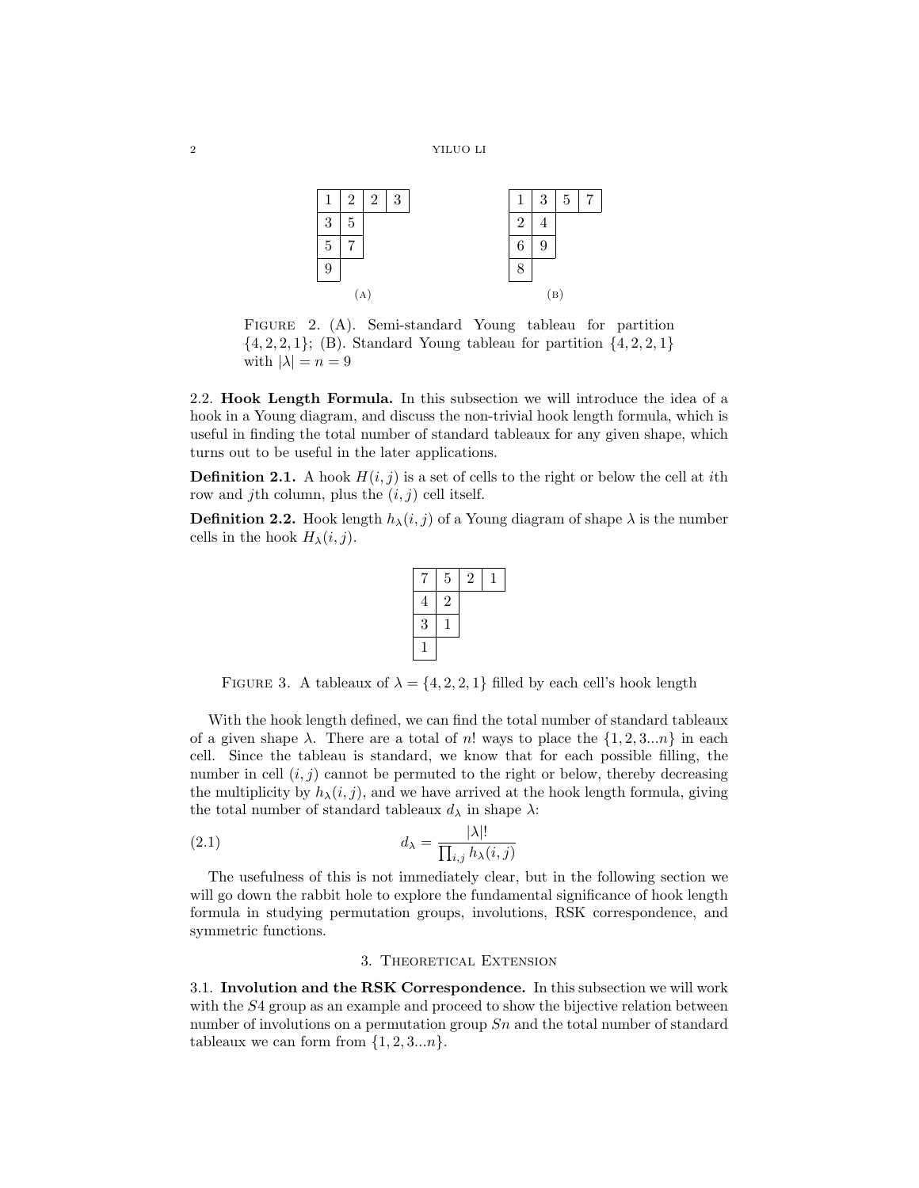| 1 | 2 | 2 | 3 |
|---|---|---|---|
| 3 | 5 | | |
| 5 | 7 | | |
| 9 | | | |

(A)

| 1 | 3 | 5 | 7 |
|---|---|---|---|
| 2 | 4 | | |
| 6 | 9 | | |
| 8 | | | |

(B)

Figure 2. (A). Semi-standard Young tableau for partition $\{4, 2, 2, 1\}$; (B). Standard Young tableau for partition $\{4, 2, 2, 1\}$ with $|\lambda| = n = 9$

## 2.2. Hook Length Formula.

In this subsection we will introduce the idea of a hook in a Young diagram, and discuss the non-trivial hook length formula, which is useful in finding the total number of standard tableaux for any given shape, which turns out to be useful in the later applications.

**Definition 2.1.** A hook $H(i, j)$ is a set of cells to the right or below the cell at $i$th row and $j$th column, plus the $(i, j)$ cell itself.

**Definition 2.2.** Hook length $h_\lambda(i, j)$ of a Young diagram of shape $\lambda$ is the number cells in the hook $H_\lambda(i, j)$.

| 7 | 5 | 2 | 1 |
|---|---|---|---|
| 4 | 2 | | |
| 3 | 1 | | |
| 1 | | | |

Figure 3. A tableaux of $\lambda = \{4, 2, 2, 1\}$ filled by each cell's hook length

With the hook length defined, we can find the total number of standard tableaux of a given shape $\lambda$. There are a total of $n!$ ways to place the $\{1, 2, 3...n\}$ in each cell. Since the tableau is standard, we know that for each possible filling, the number in cell $(i, j)$ cannot be permuted to the right or below, thereby decreasing the multiplicity by $h_\lambda(i, j)$, and we have arrived at the hook length formula, giving the total number of standard tableaux $d_\lambda$ in shape $\lambda$:

$$d_\lambda = \frac{|\lambda|!}{\prod_{i,j} h_\lambda(i, j)} \tag{2.1}$$

The usefulness of this is not immediately clear, but in the following section we will go down the rabbit hole to explore the fundamental significance of hook length formula in studying permutation groups, involutions, RSK correspondence, and symmetric functions.

# 3. Theoretical Extension

## 3.1. Involution and the RSK Correspondence.

In this subsection we will work with the $S4$ group as an example and proceed to show the bijective relation between number of involutions on a permutation group $Sn$ and the total number of standard tableaux we can form from $\{1, 2, 3...n\}$.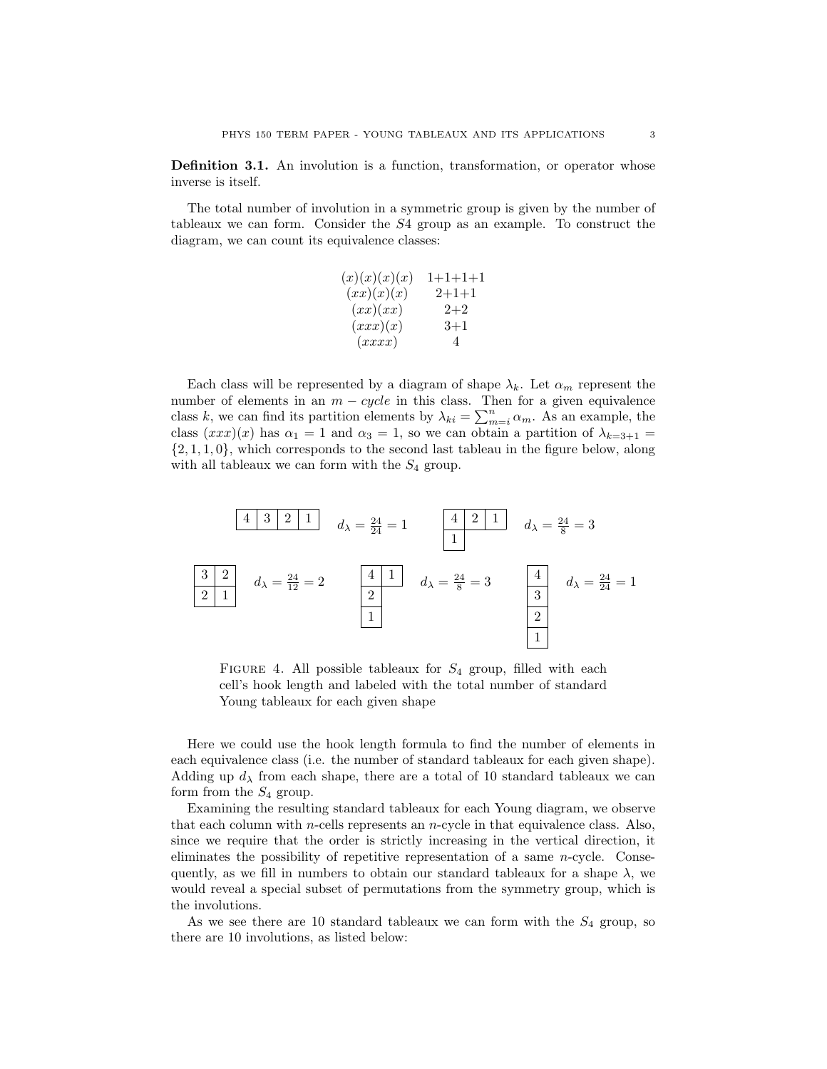**Definition 3.1.** An involution is a function, transformation, or operator whose inverse is itself.

The total number of involution in a symmetric group is given by the number of tableaux we can form. Consider the $S4$ group as an example. To construct the diagram, we can count its equivalence classes:

$$
\begin{array}{cc}
(x)(x)(x)(x) & 1+1+1+1 \\
(xx)(x)(x) & 2+1+1 \\
(xx)(xx) & 2+2 \\
(xxx)(x) & 3+1 \\
(xxxx) & 4
\end{array}
$$

Each class will be represented by a diagram of shape $\lambda_k$. Let $\alpha_m$ represent the number of elements in an $m-cycle$ in this class. Then for a given equivalence class $k$, we can find its partition elements by $\lambda_{ki} = \sum_{m=i}^{n} \alpha_m$. As an example, the class $(xxx)(x)$ has $\alpha_1 = 1$ and $\alpha_3 = 1$, so we can obtain a partition of $\lambda_{k=3+1} = \{2, 1, 1, 0\}$, which corresponds to the second last tableau in the figure below, along with all tableaux we can form with the $S_4$ group.

| 4 | 3 | 2 | 1 |
|---|---|---|---|

$d_\lambda = \frac{24}{24} = 1$

| 4 | 2 | 1 |
|---|---|---|
| 1 | | |

$d_\lambda = \frac{24}{8} = 3$

| 3 | 2 |
|---|---|
| 2 | 1 |

$d_\lambda = \frac{24}{12} = 2$

| 4 | 1 |
|---|---|
| 2 | |
| 1 | |

$d_\lambda = \frac{24}{8} = 3$

| 4 |
|---|
| 3 |
| 2 |
| 1 |

$d_\lambda = \frac{24}{24} = 1$

FIGURE 4. All possible tableaux for $S_4$ group, filled with each cell's hook length and labeled with the total number of standard Young tableaux for each given shape

Here we could use the hook length formula to find the number of elements in each equivalence class (i.e. the number of standard tableaux for each given shape). Adding up $d_\lambda$ from each shape, there are a total of 10 standard tableaux we can form from the $S_4$ group.

Examining the resulting standard tableaux for each Young diagram, we observe that each column with $n$-cells represents an $n$-cycle in that equivalence class. Also, since we require that the order is strictly increasing in the vertical direction, it eliminates the possibility of repetitive representation of a same $n$-cycle. Consequently, as we fill in numbers to obtain our standard tableaux for a shape $\lambda$, we would reveal a special subset of permutations from the symmetry group, which is the involutions.

As we see there are 10 standard tableaux we can form with the $S_4$ group, so there are 10 involutions, as listed below: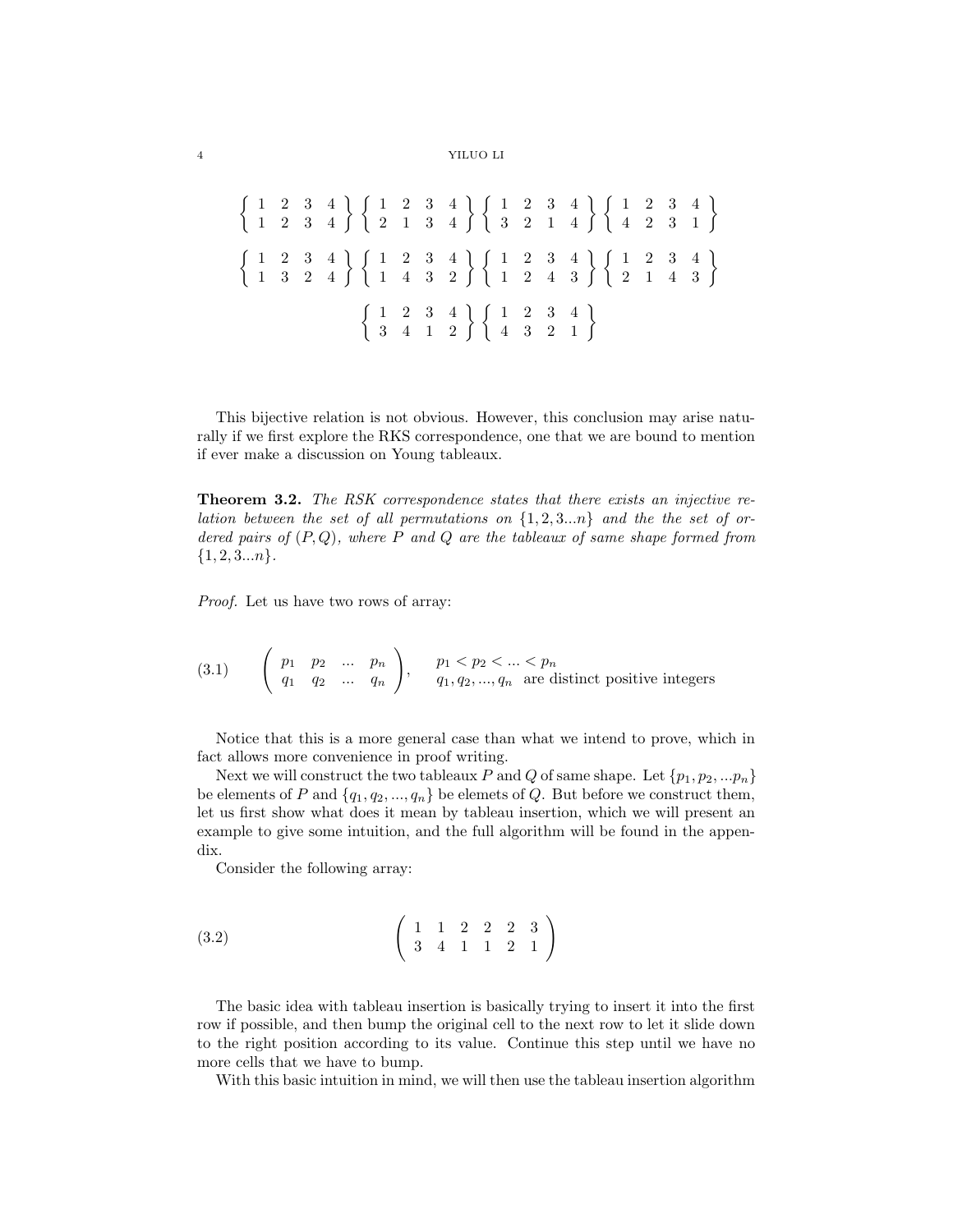$$\left\{ \begin{array}{cccc} 1 & 2 & 3 & 4 \\ 1 & 2 & 3 & 4 \end{array} \right\} \left\{ \begin{array}{cccc} 1 & 2 & 3 & 4 \\ 2 & 1 & 3 & 4 \end{array} \right\} \left\{ \begin{array}{cccc} 1 & 2 & 3 & 4 \\ 3 & 2 & 1 & 4 \end{array} \right\} \left\{ \begin{array}{cccc} 1 & 2 & 3 & 4 \\ 4 & 2 & 3 & 1 \end{array} \right\}$$

$$\left\{ \begin{array}{cccc} 1 & 2 & 3 & 4 \\ 1 & 3 & 2 & 4 \end{array} \right\} \left\{ \begin{array}{cccc} 1 & 2 & 3 & 4 \\ 1 & 4 & 3 & 2 \end{array} \right\} \left\{ \begin{array}{cccc} 1 & 2 & 3 & 4 \\ 1 & 2 & 4 & 3 \end{array} \right\} \left\{ \begin{array}{cccc} 1 & 2 & 3 & 4 \\ 2 & 1 & 4 & 3 \end{array} \right\}$$

$$\left\{ \begin{array}{cccc} 1 & 2 & 3 & 4 \\ 3 & 4 & 1 & 2 \end{array} \right\} \left\{ \begin{array}{cccc} 1 & 2 & 3 & 4 \\ 4 & 3 & 2 & 1 \end{array} \right\}$$

This bijective relation is not obvious. However, this conclusion may arise naturally if we first explore the RKS correspondence, one that we are bound to mention if ever make a discussion on Young tableaux.

**Theorem 3.2.** *The RSK correspondence states that there exists an injective relation between the set of all permutations on $\{1, 2, 3...n\}$ and the the set of ordered pairs of $(P, Q)$, where $P$ and $Q$ are the tableaux of same shape formed from $\{1, 2, 3...n\}$.*

*Proof.* Let us have two rows of array:

$$\left( \begin{array}{cccc} p_1 & p_2 & ... & p_n \\ q_1 & q_2 & ... & q_n \end{array} \right), \qquad \begin{array}{l} p_1 < p_2 < ... < p_n \\ q_1, q_2, ..., q_n \text{ are distinct positive integers} \end{array} \tag{3.1}$$

Notice that this is a more general case than what we intend to prove, which in fact allows more convenience in proof writing.

Next we will construct the two tableaux $P$ and $Q$ of same shape. Let $\{p_1, p_2, ...p_n\}$ be elements of $P$ and $\{q_1, q_2, ..., q_n\}$ be elemets of $Q$. But before we construct them, let us first show what does it mean by tableau insertion, which we will present an example to give some intuition, and the full algorithm will be found in the appendix.

Consider the following array:

$$\left( \begin{array}{cccccc} 1 & 1 & 2 & 2 & 2 & 3 \\ 3 & 4 & 1 & 1 & 2 & 1 \end{array} \right) \tag{3.2}$$

The basic idea with tableau insertion is basically trying to insert it into the first row if possible, and then bump the original cell to the next row to let it slide down to the right position according to its value. Continue this step until we have no more cells that we have to bump.

With this basic intuition in mind, we will then use the tableau insertion algorithm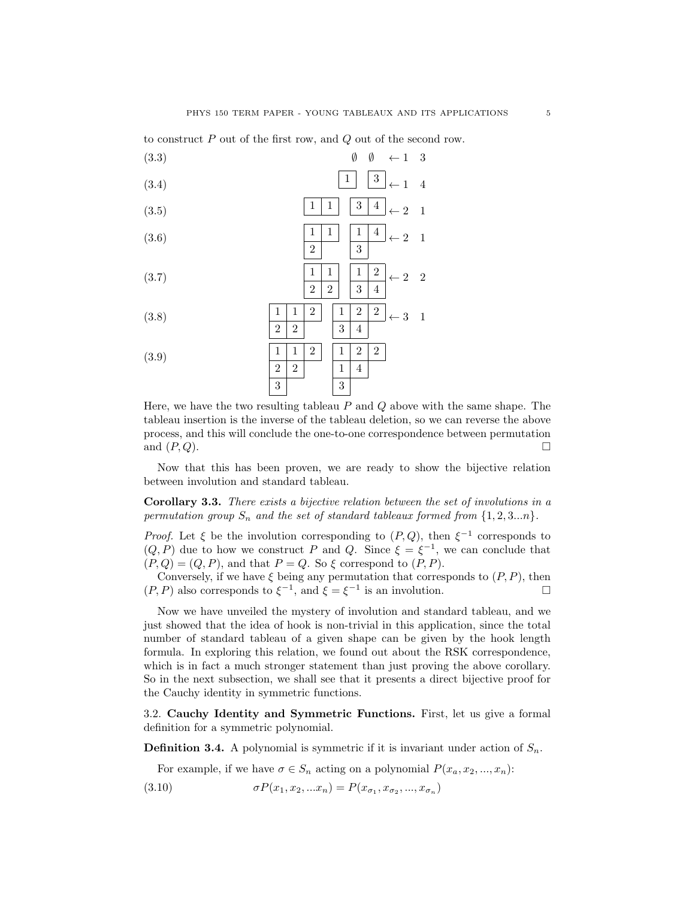to construct $P$ out of the first row, and $Q$ out of the second row.

$$\emptyset \quad \emptyset \quad \leftarrow 1 \quad 3 \tag{3.3}$$

$$\boxed{1} \quad \boxed{3} \leftarrow 1 \quad 4 \tag{3.4}$$

$$\begin{array}{|c|c|}\hline 1 & 1 \\ \hline \end{array} \quad \begin{array}{|c|c|}\hline 3 & 4 \\ \hline \end{array} \leftarrow 2 \quad 1 \tag{3.5}$$

$$\begin{array}{|c|c|}\hline 1 & 1 \\ \hline 2 & \\ \cline{1-1} \end{array} \quad \begin{array}{|c|c|}\hline 1 & 4 \\ \hline 3 & \\ \cline{1-1} \end{array} \leftarrow 2 \quad 1 \tag{3.6}$$

$$\begin{array}{|c|c|}\hline 1 & 1 \\ \hline 2 & 2 \\ \hline \end{array} \quad \begin{array}{|c|c|}\hline 1 & 2 \\ \hline 3 & 4 \\ \hline \end{array} \leftarrow 2 \quad 2 \tag{3.7}$$

$$\begin{array}{|c|c|c|}\hline 1 & 1 & 2 \\ \hline 2 & 2 & \\ \cline{1-2} \end{array} \quad \begin{array}{|c|c|c|}\hline 1 & 2 & 2 \\ \hline 3 & 4 & \\ \cline{1-2} \end{array} \leftarrow 3 \quad 1 \tag{3.8}$$

$$\begin{array}{|c|c|c|}\hline 1 & 1 & 2 \\ \hline 2 & 2 & \\ \cline{1-2} 3 & & \\ \cline{1-1} \end{array} \quad \begin{array}{|c|c|c|}\hline 1 & 2 & 2 \\ \hline 1 & 4 & \\ \cline{1-2} 3 & & \\ \cline{1-1} \end{array} \tag{3.9}$$

Here, we have the two resulting tableau $P$ and $Q$ above with the same shape. The tableau insertion is the inverse of the tableau deletion, so we can reverse the above process, and this will conclude the one-to-one correspondence between permutation and $(P, Q)$. □

Now that this has been proven, we are ready to show the bijective relation between involution and standard tableau.

**Corollary 3.3.** *There exists a bijective relation between the set of involutions in a permutation group $S_n$ and the set of standard tableaux formed from $\{1, 2, 3...n\}$.*

*Proof.* Let $\xi$ be the involution corresponding to $(P, Q)$, then $\xi^{-1}$ corresponds to $(Q, P)$ due to how we construct $P$ and $Q$. Since $\xi = \xi^{-1}$, we can conclude that $(P, Q) = (Q, P)$, and that $P = Q$. So $\xi$ correspond to $(P, P)$.

Conversely, if we have $\xi$ being any permutation that corresponds to $(P, P)$, then $(P, P)$ also corresponds to $\xi^{-1}$, and $\xi = \xi^{-1}$ is an involution. □

Now we have unveiled the mystery of involution and standard tableau, and we just showed that the idea of hook is non-trivial in this application, since the total number of standard tableau of a given shape can be given by the hook length formula. In exploring this relation, we found out about the RSK correspondence, which is in fact a much stronger statement than just proving the above corollary. So in the next subsection, we shall see that it presents a direct bijective proof for the Cauchy identity in symmetric functions.

### 3.2. Cauchy Identity and Symmetric Functions.

First, let us give a formal definition for a symmetric polynomial.

**Definition 3.4.** A polynomial is symmetric if it is invariant under action of $S_n$.

For example, if we have $\sigma \in S_n$ acting on a polynomial $P(x_a, x_2, ..., x_n)$:

$$\sigma P(x_1, x_2, ...x_n) = P(x_{\sigma_1}, x_{\sigma_2}, ..., x_{\sigma_n}) \tag{3.10}$$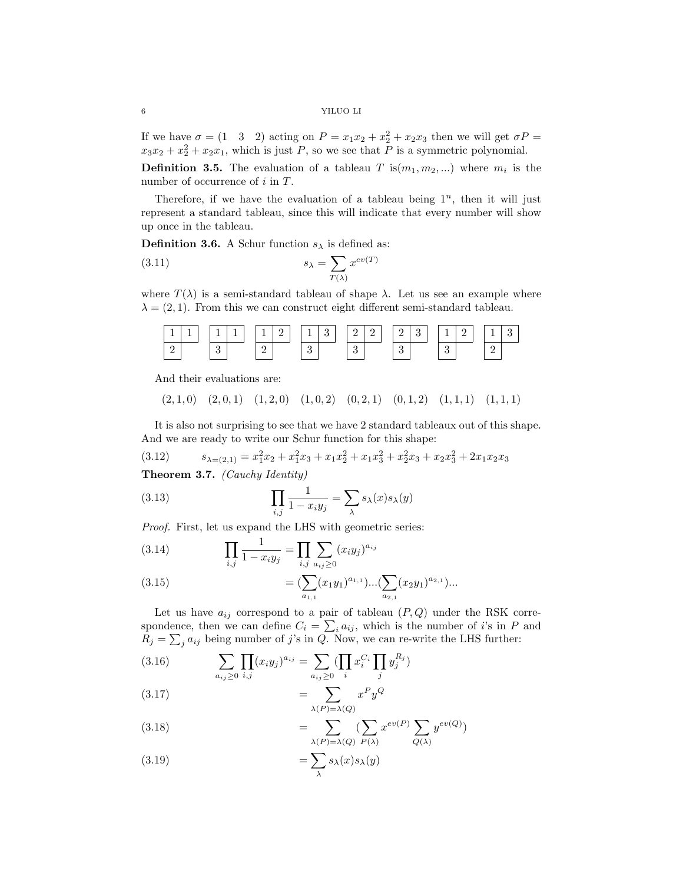If we have $\sigma = (1 \quad 3 \quad 2)$ acting on $P = x_1x_2 + x_2^2 + x_2x_3$ then we will get $\sigma P = x_3x_2 + x_2^2 + x_2x_1$, which is just $P$, so we see that $P$ is a symmetric polynomial.

**Definition 3.5.** The evaluation of a tableau $T$ is$(m_1, m_2, ...)$ where $m_i$ is the number of occurrence of $i$ in $T$.

Therefore, if we have the evaluation of a tableau being $1^n$, then it will just represent a standard tableau, since this will indicate that every number will show up once in the tableau.

**Definition 3.6.** A Schur function $s_\lambda$ is defined as:

$$s_\lambda = \sum_{T(\lambda)} x^{ev(T)} \tag{3.11}$$

where $T(\lambda)$ is a semi-standard tableau of shape $\lambda$. Let us see an example where $\lambda = (2,1)$. From this we can construct eight different semi-standard tableau.

$$\begin{array}{|c|c|}\hline 1 & 1 \\ \hline 2 \\ \cline{1-1}\end{array} \quad \begin{array}{|c|c|}\hline 1 & 1 \\ \hline 3 \\ \cline{1-1}\end{array} \quad \begin{array}{|c|c|}\hline 1 & 2 \\ \hline 2 \\ \cline{1-1}\end{array} \quad \begin{array}{|c|c|}\hline 1 & 3 \\ \hline 3 \\ \cline{1-1}\end{array} \quad \begin{array}{|c|c|}\hline 2 & 2 \\ \hline 3 \\ \cline{1-1}\end{array} \quad \begin{array}{|c|c|}\hline 2 & 3 \\ \hline 3 \\ \cline{1-1}\end{array} \quad \begin{array}{|c|c|}\hline 1 & 2 \\ \hline 3 \\ \cline{1-1}\end{array} \quad \begin{array}{|c|c|}\hline 1 & 3 \\ \hline 2 \\ \cline{1-1}\end{array}$$

And their evaluations are:

$$(2,1,0) \quad (2,0,1) \quad (1,2,0) \quad (1,0,2) \quad (0,2,1) \quad (0,1,2) \quad (1,1,1) \quad (1,1,1)$$

It is also not surprising to see that we have 2 standard tableaux out of this shape. And we are ready to write our Schur function for this shape:

$$s_{\lambda=(2,1)} = x_1^2x_2 + x_1^2x_3 + x_1x_2^2 + x_1x_3^2 + x_2^2x_3 + x_2x_3^2 + 2x_1x_2x_3 \tag{3.12}$$

**Theorem 3.7.** *(Cauchy Identity)*

$$\prod_{i,j} \frac{1}{1 - x_iy_j} = \sum_\lambda s_\lambda(x)s_\lambda(y) \tag{3.13}$$

*Proof.* First, let us expand the LHS with geometric series:

$$\prod_{i,j} \frac{1}{1 - x_iy_j} = \prod_{i,j} \sum_{a_{ij} \geq 0} (x_iy_j)^{a_{ij}} \tag{3.14}$$

$$= (\sum_{a_{1,1}} (x_1y_1)^{a_{1,1}})...(\sum_{a_{2,1}} (x_2y_1)^{a_{2,1}})... \tag{3.15}$$

Let us have $a_{ij}$ correspond to a pair of tableau $(P, Q)$ under the RSK correspondence, then we can define $C_i = \sum_i a_{ij}$, which is the number of $i$'s in $P$ and $R_j = \sum_j a_{ij}$ being number of $j$'s in $Q$. Now, we can re-write the LHS further:

$$\sum_{a_{ij} \geq 0} \prod_{i,j} (x_iy_j)^{a_{ij}} = \sum_{a_{ij} \geq 0} (\prod_i x_i^{C_i} \prod_j y_j^{R_j}) \tag{3.16}$$

$$= \sum_{\lambda(P) = \lambda(Q)} x^P y^Q \tag{3.17}$$

$$= \sum_{\lambda(P) = \lambda(Q)} (\sum_{P(\lambda)} x^{ev(P)} \sum_{Q(\lambda)} y^{ev(Q)}) \tag{3.18}$$

$$= \sum_\lambda s_\lambda(x)s_\lambda(y) \tag{3.19}$$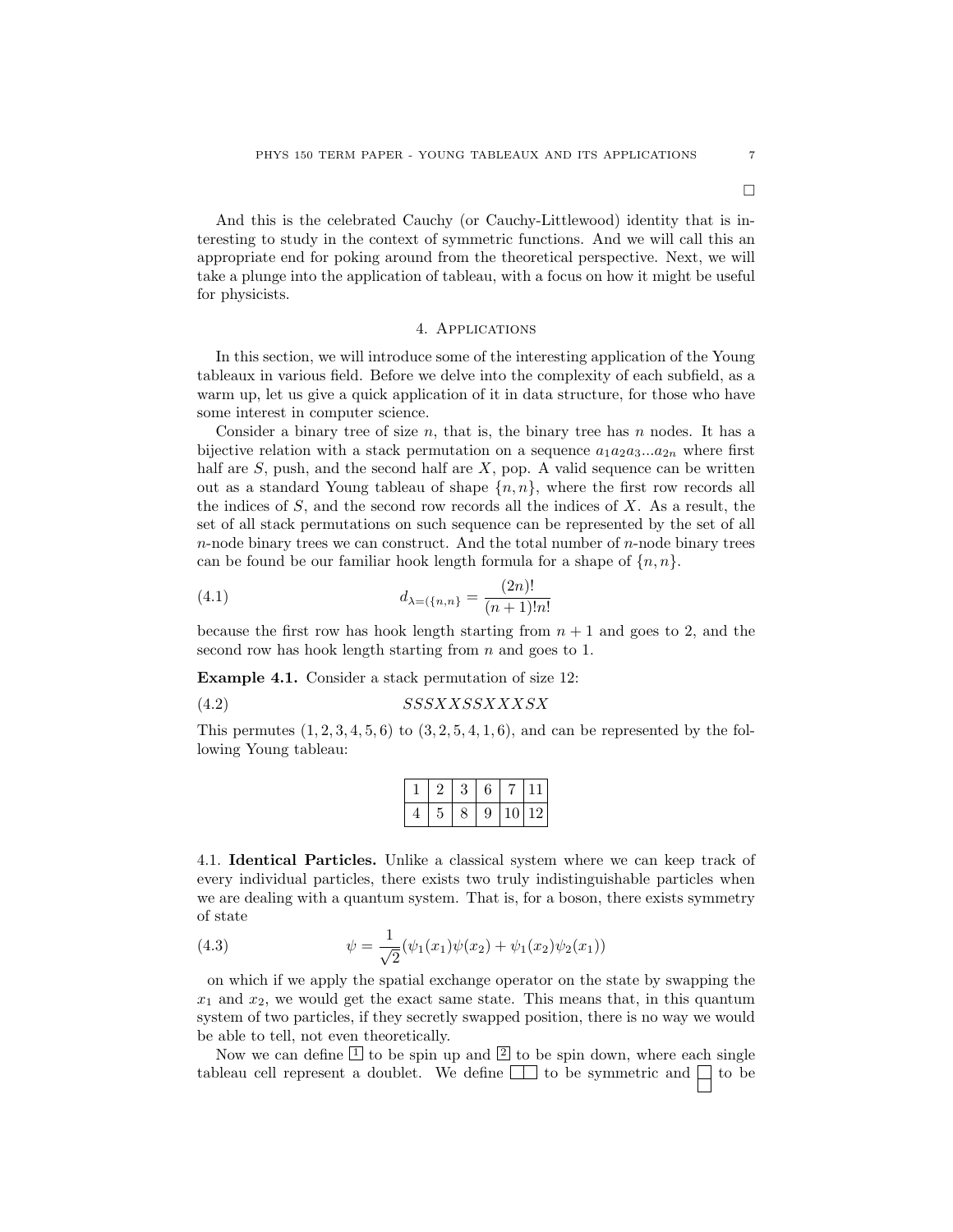□

And this is the celebrated Cauchy (or Cauchy-Littlewood) identity that is interesting to study in the context of symmetric functions. And we will call this an appropriate end for poking around from the theoretical perspective. Next, we will take a plunge into the application of tableau, with a focus on how it might be useful for physicists.

## 4. Applications

In this section, we will introduce some of the interesting application of the Young tableaux in various field. Before we delve into the complexity of each subfield, as a warm up, let us give a quick application of it in data structure, for those who have some interest in computer science.

Consider a binary tree of size $n$, that is, the binary tree has $n$ nodes. It has a bijective relation with a stack permutation on a sequence $a_1 a_2 a_3 ... a_{2n}$ where first half are $S$, push, and the second half are $X$, pop. A valid sequence can be written out as a standard Young tableau of shape $\{n, n\}$, where the first row records all the indices of $S$, and the second row records all the indices of $X$. As a result, the set of all stack permutations on such sequence can be represented by the set of all $n$-node binary trees we can construct. And the total number of $n$-node binary trees can be found be our familiar hook length formula for a shape of $\{n, n\}$.

$$d_{\lambda=(\{n,n\}} = \frac{(2n)!}{(n+1)!n!} \tag{4.1}$$

because the first row has hook length starting from $n+1$ and goes to 2, and the second row has hook length starting from $n$ and goes to 1.

**Example 4.1.** Consider a stack permutation of size 12:

$$SSSXXSSXXXSX \tag{4.2}$$

This permutes $(1, 2, 3, 4, 5, 6)$ to $(3, 2, 5, 4, 1, 6)$, and can be represented by the following Young tableau:

| 1 | 2 | 3 | 6 | 7 | 11 |
|---|---|---|---|---|---|
| 4 | 5 | 8 | 9 | 10 | 12 |

### 4.1. Identical Particles.

Unlike a classical system where we can keep track of every individual particles, there exists two truly indistinguishable particles when we are dealing with a quantum system. That is, for a boson, there exists symmetry of state

$$\psi = \frac{1}{\sqrt{2}}(\psi_1(x_1)\psi(x_2) + \psi_1(x_2)\psi_2(x_1)) \tag{4.3}$$

on which if we apply the spatial exchange operator on the state by swapping the $x_1$ and $x_2$, we would get the exact same state. This means that, in this quantum system of two particles, if they secretly swapped position, there is no way we would be able to tell, not even theoretically.

Now we can define $\boxed{1}$ to be spin up and $\boxed{2}$ to be spin down, where each single tableau cell represent a doublet. We define $\boxed{\phantom{1}}\boxed{\phantom{1}}$ to be symmetric and $\begin{array}{|c|}\hline \phantom{1} \\ \hline \phantom{1} \\ \hline \end{array}$ to be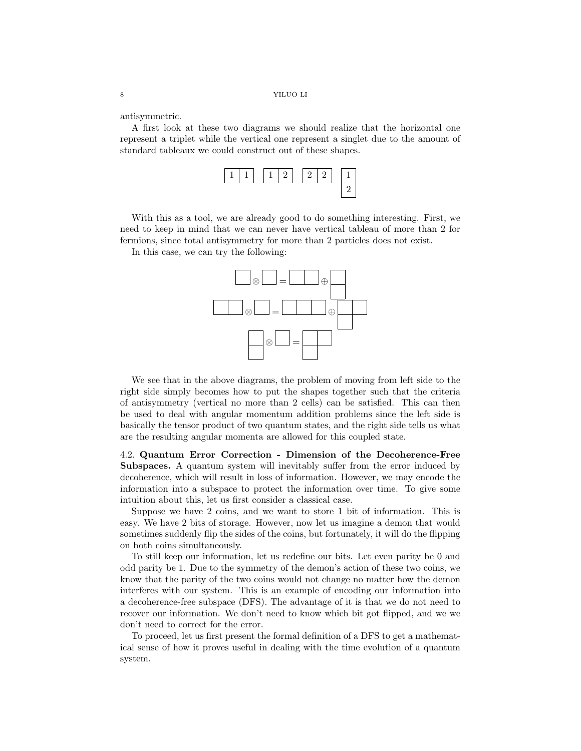antisymmetric.

A first look at these two diagrams we should realize that the horizontal one represent a triplet while the vertical one represent a singlet due to the amount of standard tableaux we could construct out of these shapes.

$$\begin{array}{|c|c|}\hline 1 & 1 \\ \hline \end{array} \quad \begin{array}{|c|c|}\hline 1 & 2 \\ \hline \end{array} \quad \begin{array}{|c|c|}\hline 2 & 2 \\ \hline \end{array} \quad \begin{array}{|c|}\hline 1 \\ \hline 2 \\ \hline \end{array}$$

With this as a tool, we are already good to do something interesting. First, we need to keep in mind that we can never have vertical tableau of more than 2 for fermions, since total antisymmetry for more than 2 particles does not exist.

In this case, we can try the following:

$$\begin{array}{|c|}\hline \phantom{1} \\ \hline \end{array} \otimes \begin{array}{|c|}\hline \phantom{1} \\ \hline \end{array} = \begin{array}{|c|c|}\hline \phantom{1} & \phantom{1} \\ \hline \end{array} \oplus \begin{array}{|c|}\hline \phantom{1} \\ \hline \phantom{1} \\ \hline \end{array}$$

$$\begin{array}{|c|c|}\hline \phantom{1} & \phantom{1} \\ \hline \end{array} \otimes \begin{array}{|c|}\hline \phantom{1} \\ \hline \end{array} = \begin{array}{|c|c|c|}\hline \phantom{1} & \phantom{1} & \phantom{1} \\ \hline \end{array} \oplus \begin{array}{|c|c|}\hline \phantom{1} & \phantom{1} \\ \hline \phantom{1} & \multicolumn{1}{c}{} \\ \cline{1-1} \end{array}$$

$$\begin{array}{|c|}\hline \phantom{1} \\ \hline \phantom{1} \\ \hline \end{array} \otimes \begin{array}{|c|}\hline \phantom{1} \\ \hline \end{array} = \begin{array}{|c|c|}\hline \phantom{1} & \phantom{1} \\ \hline \phantom{1} & \multicolumn{1}{c}{} \\ \cline{1-1} \end{array}$$

We see that in the above diagrams, the problem of moving from left side to the right side simply becomes how to put the shapes together such that the criteria of antisymmetry (vertical no more than 2 cells) can be satisfied. This can then be used to deal with angular momentum addition problems since the left side is basically the tensor product of two quantum states, and the right side tells us what are the resulting angular momenta are allowed for this coupled state.

### 4.2. Quantum Error Correction - Dimension of the Decoherence-Free Subspaces.

A quantum system will inevitably suffer from the error induced by decoherence, which will result in loss of information. However, we may encode the information into a subspace to protect the information over time. To give some intuition about this, let us first consider a classical case.

Suppose we have 2 coins, and we want to store 1 bit of information. This is easy. We have 2 bits of storage. However, now let us imagine a demon that would sometimes suddenly flip the sides of the coins, but fortunately, it will do the flipping on both coins simultaneously.

To still keep our information, let us redefine our bits. Let even parity be 0 and odd parity be 1. Due to the symmetry of the demon's action of these two coins, we know that the parity of the two coins would not change no matter how the demon interferes with our system. This is an example of encoding our information into a decoherence-free subspace (DFS). The advantage of it is that we do not need to recover our information. We don't need to know which bit got flipped, and we we don't need to correct for the error.

To proceed, let us first present the formal definition of a DFS to get a mathematical sense of how it proves useful in dealing with the time evolution of a quantum system.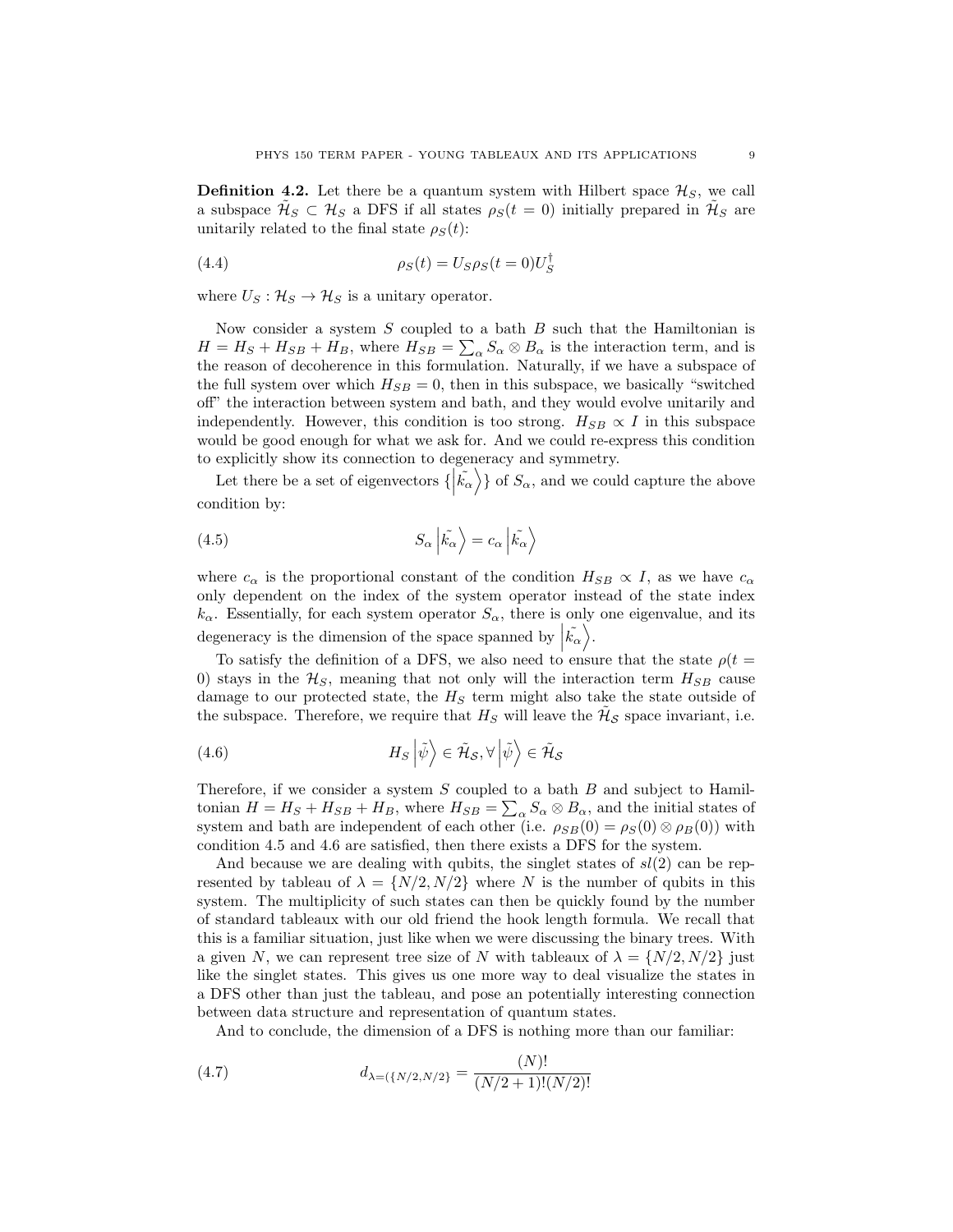**Definition 4.2.** Let there be a quantum system with Hilbert space $\mathcal{H}_S$, we call a subspace $\tilde{\mathcal{H}}_S \subset \mathcal{H}_S$ a DFS if all states $\rho_S(t=0)$ initially prepared in $\tilde{\mathcal{H}}_S$ are unitarily related to the final state $\rho_S(t)$:

$$\rho_S(t) = U_S \rho_S(t=0) U_S^\dagger \tag{4.4}$$

where $U_S : \mathcal{H}_S \to \mathcal{H}_S$ is a unitary operator.

Now consider a system $S$ coupled to a bath $B$ such that the Hamiltonian is $H = H_S + H_{SB} + H_B$, where $H_{SB} = \sum_\alpha S_\alpha \otimes B_\alpha$ is the interaction term, and is the reason of decoherence in this formulation. Naturally, if we have a subspace of the full system over which $H_{SB} = 0$, then in this subspace, we basically "switched off" the interaction between system and bath, and they would evolve unitarily and independently. However, this condition is too strong. $H_{SB} \propto I$ in this subspace would be good enough for what we ask for. And we could re-express this condition to explicitly show its connection to degeneracy and symmetry.

Let there be a set of eigenvectors $\{\left|\tilde{k_\alpha}\right\rangle\}$ of $S_\alpha$, and we could capture the above condition by:

$$S_\alpha \left|\tilde{k_\alpha}\right\rangle = c_\alpha \left|\tilde{k_\alpha}\right\rangle \tag{4.5}$$

where $c_\alpha$ is the proportional constant of the condition $H_{SB} \propto I$, as we have $c_\alpha$ only dependent on the index of the system operator instead of the state index $k_\alpha$. Essentially, for each system operator $S_\alpha$, there is only one eigenvalue, and its degeneracy is the dimension of the space spanned by $\left|\tilde{k_\alpha}\right\rangle$.

To satisfy the definition of a DFS, we also need to ensure that the state $\rho(t = 0)$ stays in the $\mathcal{H}_S$, meaning that not only will the interaction term $H_{SB}$ cause damage to our protected state, the $H_S$ term might also take the state outside of the subspace. Therefore, we require that $H_S$ will leave the $\tilde{\mathcal{H}_\mathcal{S}}$ space invariant, i.e.

$$H_S \left|\tilde{\psi}\right\rangle \in \tilde{\mathcal{H}_\mathcal{S}}, \forall \left|\tilde{\psi}\right\rangle \in \tilde{\mathcal{H}_\mathcal{S}} \tag{4.6}$$

Therefore, if we consider a system $S$ coupled to a bath $B$ and subject to Hamiltonian $H = H_S + H_{SB} + H_B$, where $H_{SB} = \sum_\alpha S_\alpha \otimes B_\alpha$, and the initial states of system and bath are independent of each other (i.e. $\rho_{SB}(0) = \rho_S(0) \otimes \rho_B(0)$) with condition 4.5 and 4.6 are satisfied, then there exists a DFS for the system.

And because we are dealing with qubits, the singlet states of $sl(2)$ can be represented by tableau of $\lambda = \{N/2, N/2\}$ where $N$ is the number of qubits in this system. The multiplicity of such states can then be quickly found by the number of standard tableaux with our old friend the hook length formula. We recall that this is a familiar situation, just like when we were discussing the binary trees. With a given $N$, we can represent tree size of $N$ with tableaux of $\lambda = \{N/2, N/2\}$ just like the singlet states. This gives us one more way to deal visualize the states in a DFS other than just the tableau, and pose an potentially interesting connection between data structure and representation of quantum states.

And to conclude, the dimension of a DFS is nothing more than our familiar:

$$d_{\lambda=(\{N/2,N/2\}} = \frac{(N)!}{(N/2+1)!(N/2)!} \tag{4.7}$$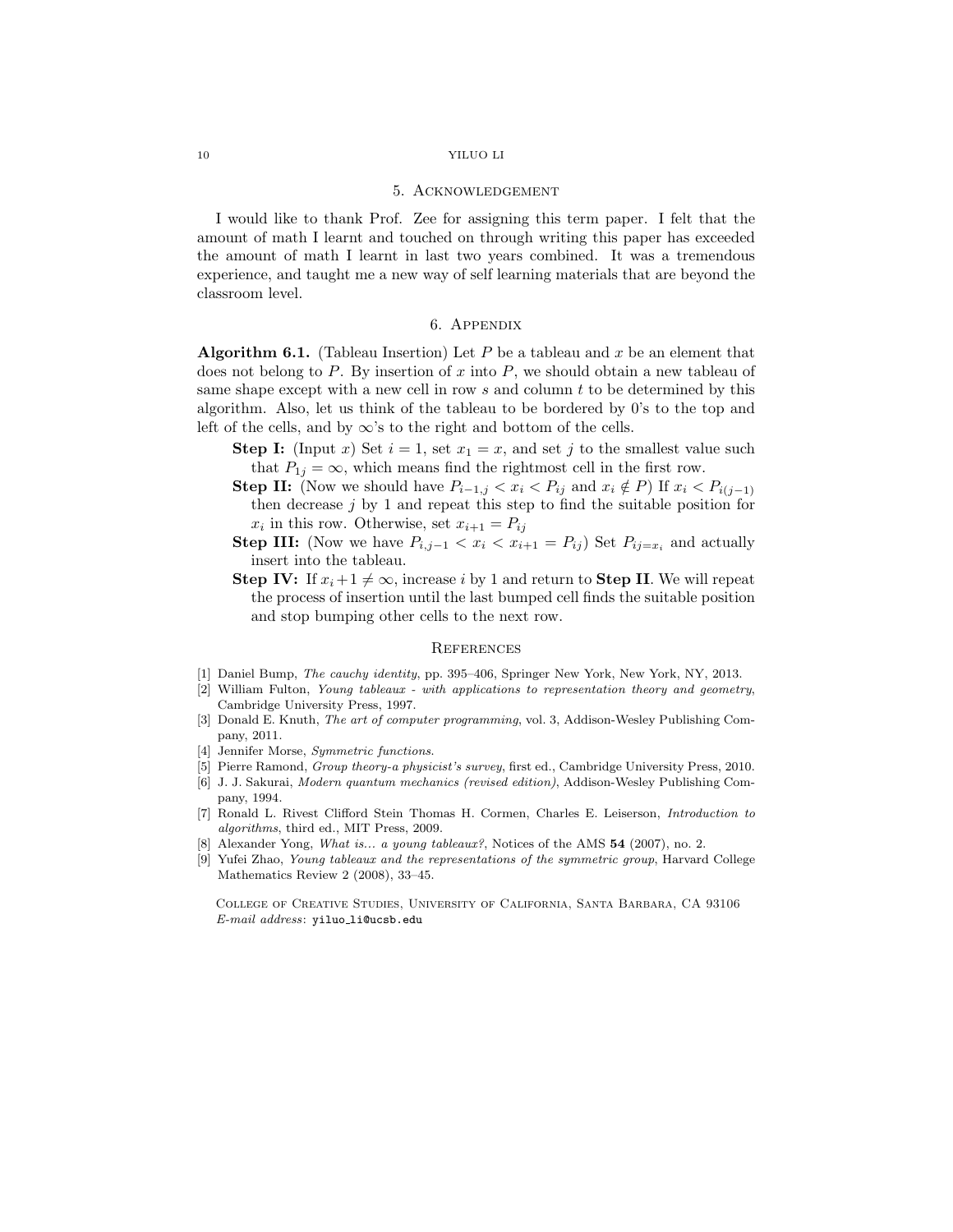## 5. Acknowledgement

I would like to thank Prof. Zee for assigning this term paper. I felt that the amount of math I learnt and touched on through writing this paper has exceeded the amount of math I learnt in last two years combined. It was a tremendous experience, and taught me a new way of self learning materials that are beyond the classroom level.

## 6. Appendix

**Algorithm 6.1.** (Tableau Insertion) Let $P$ be a tableau and $x$ be an element that does not belong to $P$. By insertion of $x$ into $P$, we should obtain a new tableau of same shape except with a new cell in row $s$ and column $t$ to be determined by this algorithm. Also, let us think of the tableau to be bordered by 0's to the top and left of the cells, and by $\infty$'s to the right and bottom of the cells.

- **Step I:** (Input $x$) Set $i = 1$, set $x_1 = x$, and set $j$ to the smallest value such that $P_{1j} = \infty$, which means find the rightmost cell in the first row.
- **Step II:** (Now we should have $P_{i-1,j} < x_i < P_{ij}$ and $x_i \notin P$) If $x_i < P_{i(j-1)}$ then decrease $j$ by 1 and repeat this step to find the suitable position for $x_i$ in this row. Otherwise, set $x_{i+1} = P_{ij}$
- **Step III:** (Now we have $P_{i,j-1} < x_i < x_{i+1} = P_{ij}$) Set $P_{ij=x_i}$ and actually insert into the tableau.
- **Step IV:** If $x_i + 1 \neq \infty$, increase $i$ by 1 and return to **Step II**. We will repeat the process of insertion until the last bumped cell finds the suitable position and stop bumping other cells to the next row.

## References

[1] Daniel Bump, *The cauchy identity*, pp. 395–406, Springer New York, New York, NY, 2013.

[2] William Fulton, *Young tableaux - with applications to representation theory and geometry*, Cambridge University Press, 1997.

[3] Donald E. Knuth, *The art of computer programming*, vol. 3, Addison-Wesley Publishing Company, 2011.

[4] Jennifer Morse, *Symmetric functions*.

[5] Pierre Ramond, *Group theory-a physicist's survey*, first ed., Cambridge University Press, 2010.

[6] J. J. Sakurai, *Modern quantum mechanics (revised edition)*, Addison-Wesley Publishing Company, 1994.

[7] Ronald L. Rivest Clifford Stein Thomas H. Cormen, Charles E. Leiserson, *Introduction to algorithms*, third ed., MIT Press, 2009.

[8] Alexander Yong, *What is... a young tableaux?*, Notices of the AMS **54** (2007), no. 2.

[9] Yufei Zhao, *Young tableaux and the representations of the symmetric group*, Harvard College Mathematics Review 2 (2008), 33–45.

College of Creative Studies, University of California, Santa Barbara, CA 93106

*E-mail address*: `yiluo_li@ucsb.edu`